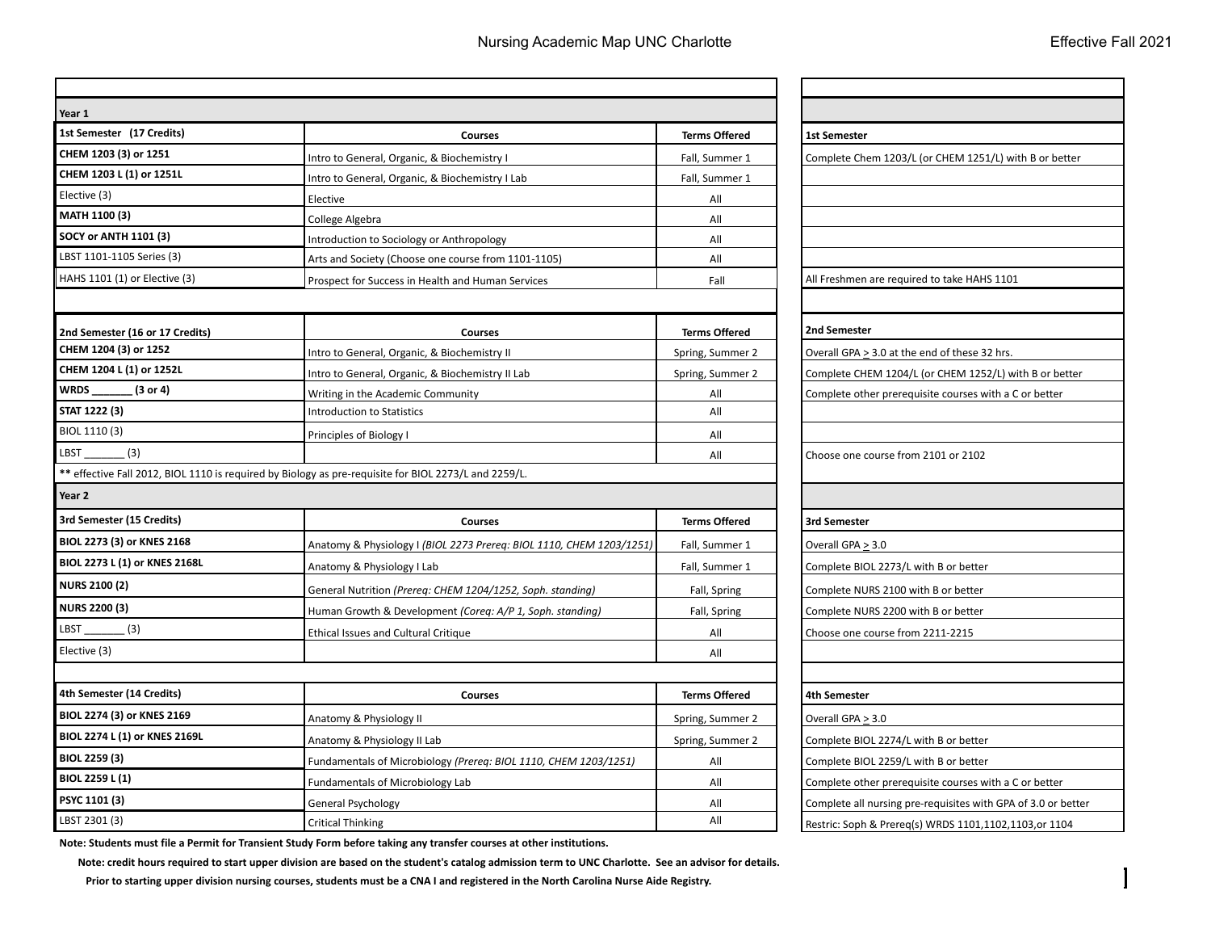# Nursing Academic Map UNC Charlotte

Effective Fall 2021

## Year 1

| 1st Semester (17 Credits) | Courses | Terms Offered | 1st Semester |
|---|---|---|---|
| **CHEM 1203 (3) or 1251** | Intro to General, Organic, & Biochemistry I | Fall, Summer 1 | Complete Chem 1203/L (or CHEM 1251/L) with B or better |
| **CHEM 1203 L (1) or 1251L** | Intro to General, Organic, & Biochemistry I Lab | Fall, Summer 1 | |
| Elective (3) | Elective | All | |
| **MATH 1100 (3)** | College Algebra | All | |
| **SOCY or ANTH 1101 (3)** | Introduction to Sociology or Anthropology | All | |
| LBST 1101-1105 Series (3) | Arts and Society (Choose one course from 1101-1105) | All | |
| HAHS 1101 (1) or Elective (3) | Prospect for Success in Health and Human Services | Fall | All Freshmen are required to take HAHS 1101 |

| 2nd Semester (16 or 17 Credits) | Courses | Terms Offered | 2nd Semester |
|---|---|---|---|
| **CHEM 1204 (3) or 1252** | Intro to General, Organic, & Biochemistry II | Spring, Summer 2 | Overall GPA ≥ 3.0 at the end of these 32 hrs. |
| **CHEM 1204 L (1) or 1252L** | Intro to General, Organic, & Biochemistry II Lab | Spring, Summer 2 | Complete CHEM 1204/L (or CHEM 1252/L) with B or better |
| **WRDS _______ (3 or 4)** | Writing in the Academic Community | All | Complete other prerequisite courses with a C or better |
| **STAT 1222 (3)** | Introduction to Statistics | All | |
| BIOL 1110 (3) | Principles of Biology I | All | |
| LBST _______ (3) | | All | Choose one course from 2101 or 2102 |

** effective Fall 2012, BIOL 1110 is required by Biology as pre-requisite for BIOL 2273/L and 2259/L.

## Year 2

| 3rd Semester (15 Credits) | Courses | Terms Offered | 3rd Semester |
|---|---|---|---|
| **BIOL 2273 (3) or KNES 2168** | Anatomy & Physiology I *(BIOL 2273 Prereq: BIOL 1110, CHEM 1203/1251)* | Fall, Summer 1 | Overall GPA ≥ 3.0 |
| **BIOL 2273 L (1) or KNES 2168L** | Anatomy & Physiology I Lab | Fall, Summer 1 | Complete BIOL 2273/L with B or better |
| **NURS 2100 (2)** | General Nutrition *(Prereq: CHEM 1204/1252, Soph. standing)* | Fall, Spring | Complete NURS 2100 with B or better |
| **NURS 2200 (3)** | Human Growth & Development *(Coreq: A/P 1, Soph. standing)* | Fall, Spring | Complete NURS 2200 with B or better |
| LBST _______ (3) | Ethical Issues and Cultural Critique | All | Choose one course from 2211-2215 |
| Elective (3) | | All | |

| 4th Semester (14 Credits) | Courses | Terms Offered | 4th Semester |
|---|---|---|---|
| **BIOL 2274 (3) or KNES 2169** | Anatomy & Physiology II | Spring, Summer 2 | Overall GPA ≥ 3.0 |
| **BIOL 2274 L (1) or KNES 2169L** | Anatomy & Physiology II Lab | Spring, Summer 2 | Complete BIOL 2274/L with B or better |
| **BIOL 2259 (3)** | Fundamentals of Microbiology *(Prereq: BIOL 1110, CHEM 1203/1251)* | All | Complete BIOL 2259/L with B or better |
| **BIOL 2259 L (1)** | Fundamentals of Microbiology Lab | All | Complete other prerequisite courses with a C or better |
| **PSYC 1101 (3)** | General Psychology | All | Complete all nursing pre-requisites with GPA of 3.0 or better |
| LBST 2301 (3) | Critical Thinking | All | Restric: Soph & Prereq(s) WRDS 1101,1102,1103,or 1104 |

**Note: Students must file a Permit for Transient Study Form before taking any transfer courses at other institutions.**

**Note: credit hours required to start upper division are based on the student's catalog admission term to UNC Charlotte. See an advisor for details.**

**Prior to starting upper division nursing courses, students must be a CNA I and registered in the North Carolina Nurse Aide Registry.**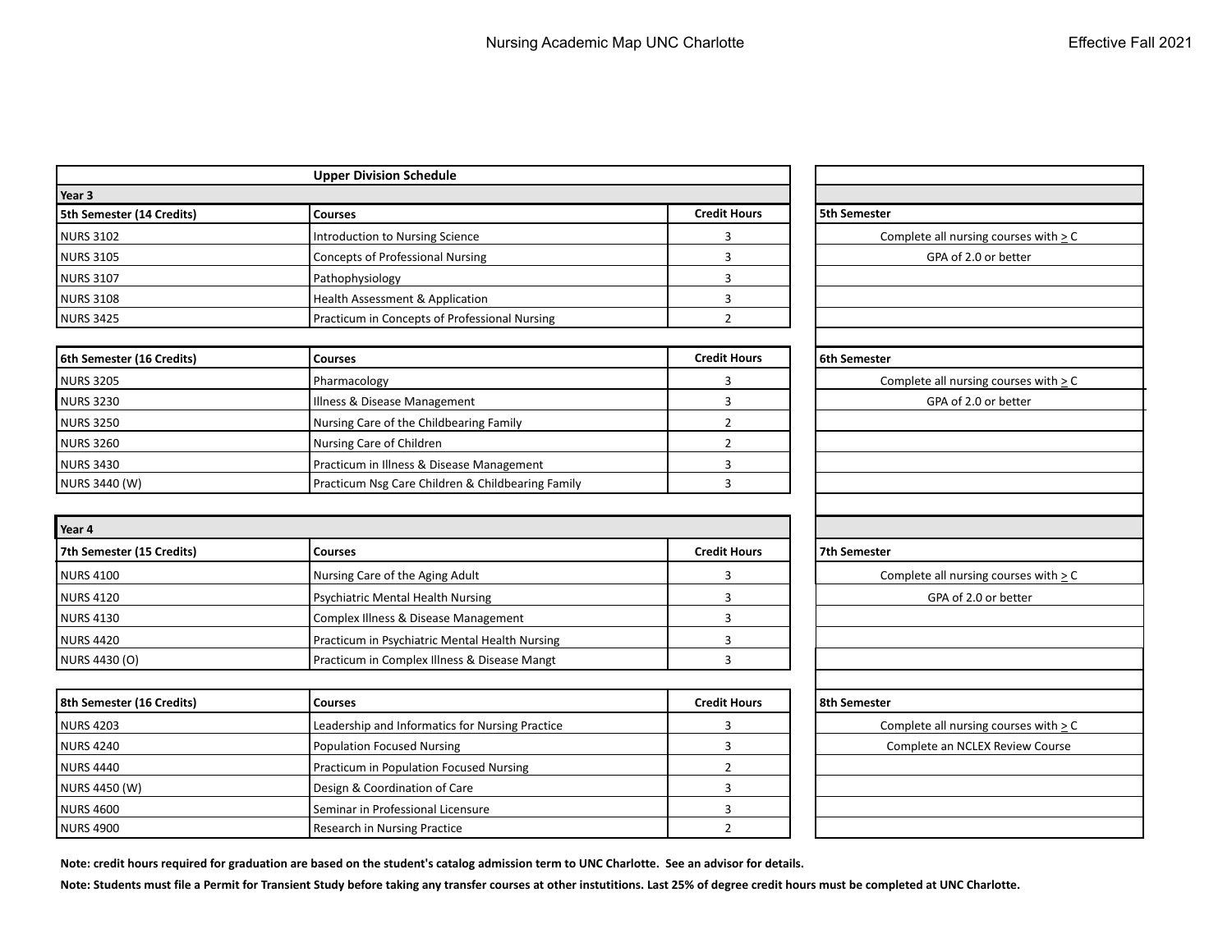Nursing Academic Map UNC Charlotte

Effective Fall 2021

## Upper Division Schedule

### Year 3

| 5th Semester (14 Credits) | Courses | Credit Hours |
|---|---|---|
| NURS 3102 | Introduction to Nursing Science | 3 |
| NURS 3105 | Concepts of Professional Nursing | 3 |
| NURS 3107 | Pathophysiology | 3 |
| NURS 3108 | Health Assessment & Application | 3 |
| NURS 3425 | Practicum in Concepts of Professional Nursing | 2 |

| 5th Semester |
|---|
| Complete all nursing courses with ≥ C |
| GPA of 2.0 or better |

| 6th Semester (16 Credits) | Courses | Credit Hours |
|---|---|---|
| NURS 3205 | Pharmacology | 3 |
| NURS 3230 | Illness & Disease Management | 3 |
| NURS 3250 | Nursing Care of the Childbearing Family | 2 |
| NURS 3260 | Nursing Care of Children | 2 |
| NURS 3430 | Practicum in Illness & Disease Management | 3 |
| NURS 3440 (W) | Practicum Nsg Care Children & Childbearing Family | 3 |

| 6th Semester |
|---|
| Complete all nursing courses with ≥ C |
| GPA of 2.0 or better |

### Year 4

| 7th Semester (15 Credits) | Courses | Credit Hours |
|---|---|---|
| NURS 4100 | Nursing Care of the Aging Adult | 3 |
| NURS 4120 | Psychiatric Mental Health Nursing | 3 |
| NURS 4130 | Complex Illness & Disease Management | 3 |
| NURS 4420 | Practicum in Psychiatric Mental Health Nursing | 3 |
| NURS 4430 (O) | Practicum in Complex Illness & Disease Mangt | 3 |

| 7th Semester |
|---|
| Complete all nursing courses with ≥ C |
| GPA of 2.0 or better |

| 8th Semester (16 Credits) | Courses | Credit Hours |
|---|---|---|
| NURS 4203 | Leadership and Informatics for Nursing Practice | 3 |
| NURS 4240 | Population Focused Nursing | 3 |
| NURS 4440 | Practicum in Population Focused Nursing | 2 |
| NURS 4450 (W) | Design & Coordination of Care | 3 |
| NURS 4600 | Seminar in Professional Licensure | 3 |
| NURS 4900 | Research in Nursing Practice | 2 |

| 8th Semester |
|---|
| Complete all nursing courses with ≥ C |
| Complete an NCLEX Review Course |

**Note: credit hours required for graduation are based on the student's catalog admission term to UNC Charlotte. See an advisor for details.**

**Note: Students must file a Permit for Transient Study before taking any transfer courses at other instutitions. Last 25% of degree credit hours must be completed at UNC Charlotte.**